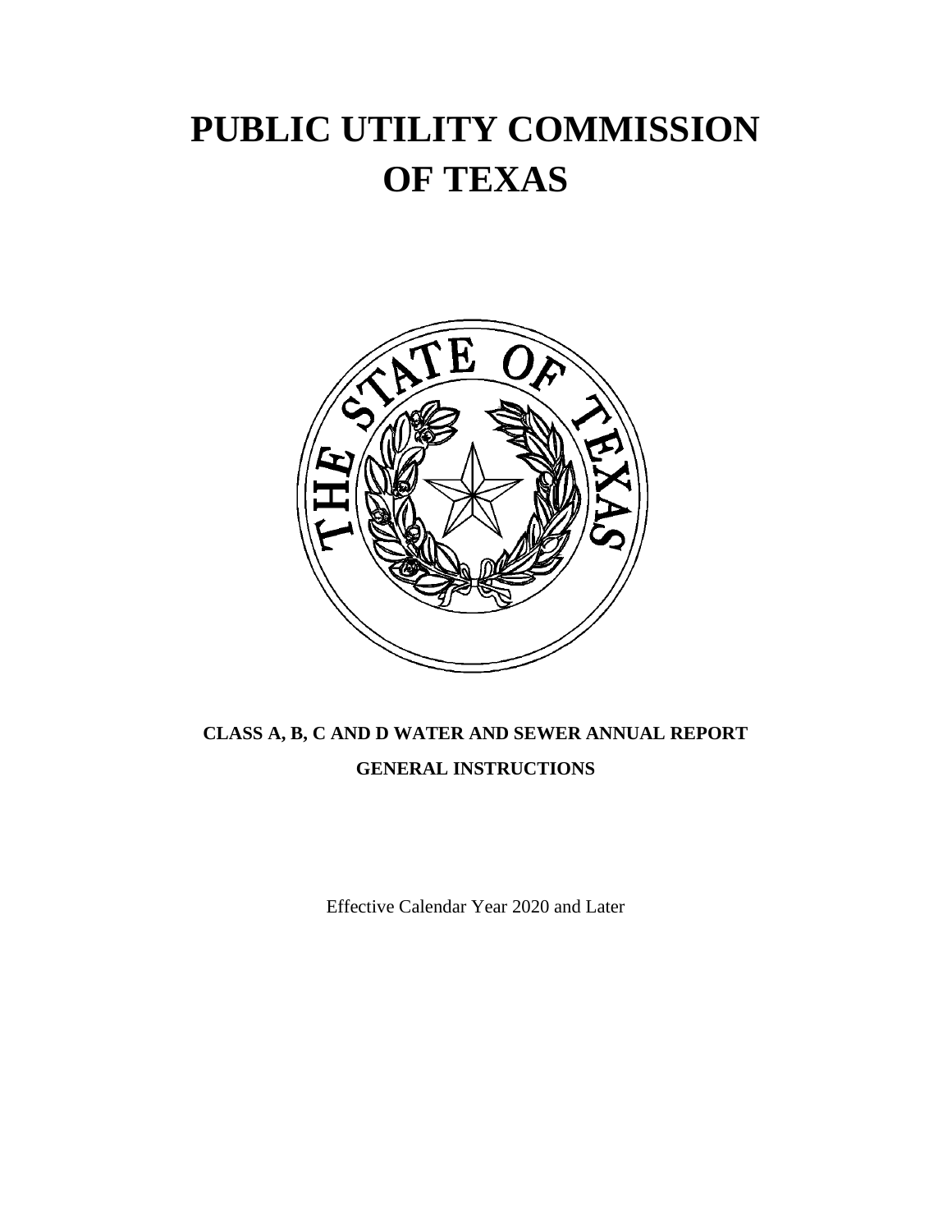# PUBLIC UTILITY COMMISSION OF TEXAS

**CLASS A, B, C AND D WATER AND SEWER ANNUAL REPORT**

**GENERAL INSTRUCTIONS**

Effective Calendar Year 2020 and Later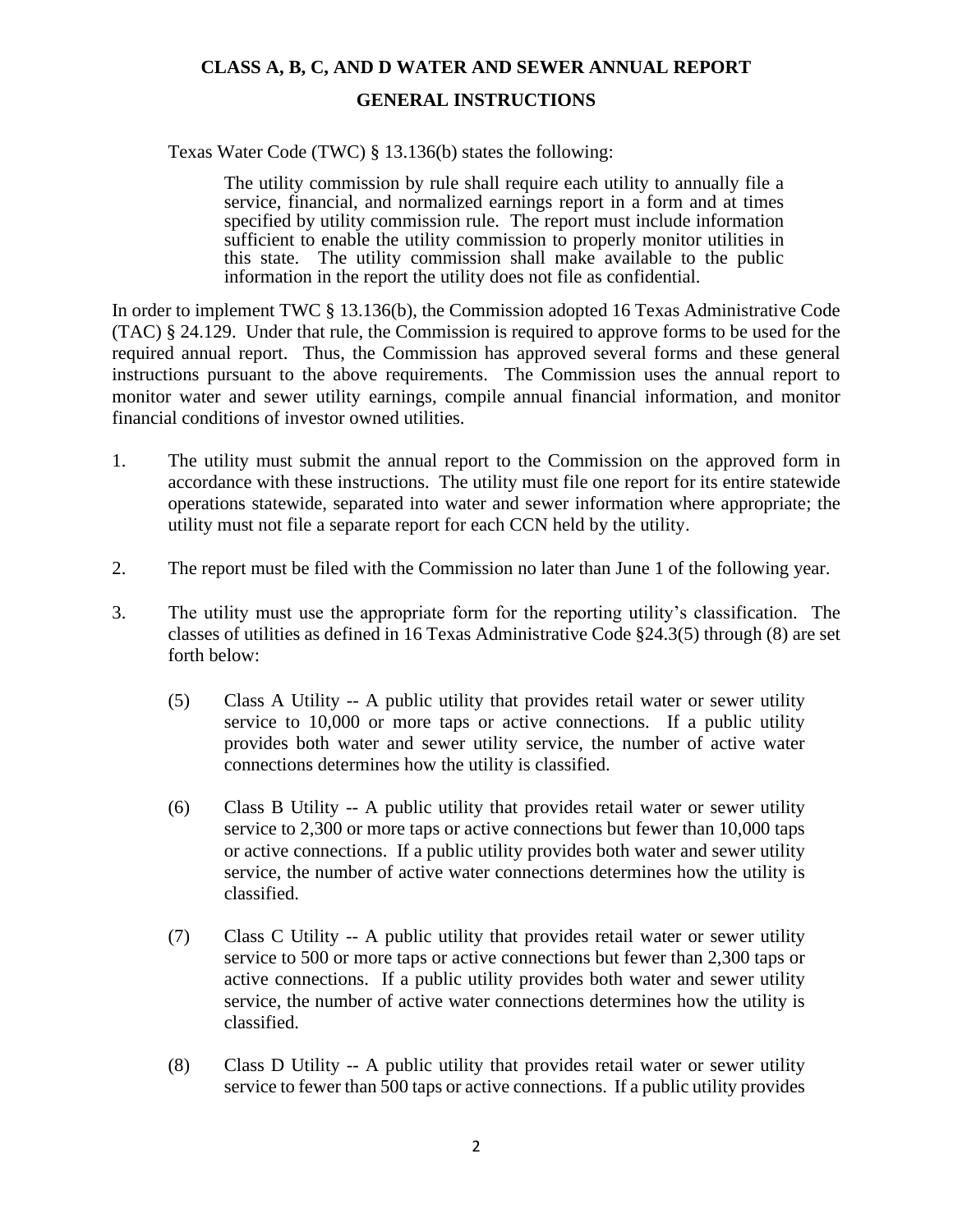**CLASS A, B, C, AND D WATER AND SEWER ANNUAL REPORT**

**GENERAL INSTRUCTIONS**

Texas Water Code (TWC) § 13.136(b) states the following:

> The utility commission by rule shall require each utility to annually file a service, financial, and normalized earnings report in a form and at times specified by utility commission rule. The report must include information sufficient to enable the utility commission to properly monitor utilities in this state. The utility commission shall make available to the public information in the report the utility does not file as confidential.

In order to implement TWC § 13.136(b), the Commission adopted 16 Texas Administrative Code (TAC) § 24.129. Under that rule, the Commission is required to approve forms to be used for the required annual report. Thus, the Commission has approved several forms and these general instructions pursuant to the above requirements. The Commission uses the annual report to monitor water and sewer utility earnings, compile annual financial information, and monitor financial conditions of investor owned utilities.

1. The utility must submit the annual report to the Commission on the approved form in accordance with these instructions. The utility must file one report for its entire statewide operations statewide, separated into water and sewer information where appropriate; the utility must not file a separate report for each CCN held by the utility.

2. The report must be filed with the Commission no later than June 1 of the following year.

3. The utility must use the appropriate form for the reporting utility's classification. The classes of utilities as defined in 16 Texas Administrative Code §24.3(5) through (8) are set forth below:

   (5) Class A Utility -- A public utility that provides retail water or sewer utility service to 10,000 or more taps or active connections. If a public utility provides both water and sewer utility service, the number of active water connections determines how the utility is classified.

   (6) Class B Utility -- A public utility that provides retail water or sewer utility service to 2,300 or more taps or active connections but fewer than 10,000 taps or active connections. If a public utility provides both water and sewer utility service, the number of active water connections determines how the utility is classified.

   (7) Class C Utility -- A public utility that provides retail water or sewer utility service to 500 or more taps or active connections but fewer than 2,300 taps or active connections. If a public utility provides both water and sewer utility service, the number of active water connections determines how the utility is classified.

   (8) Class D Utility -- A public utility that provides retail water or sewer utility service to fewer than 500 taps or active connections. If a public utility provides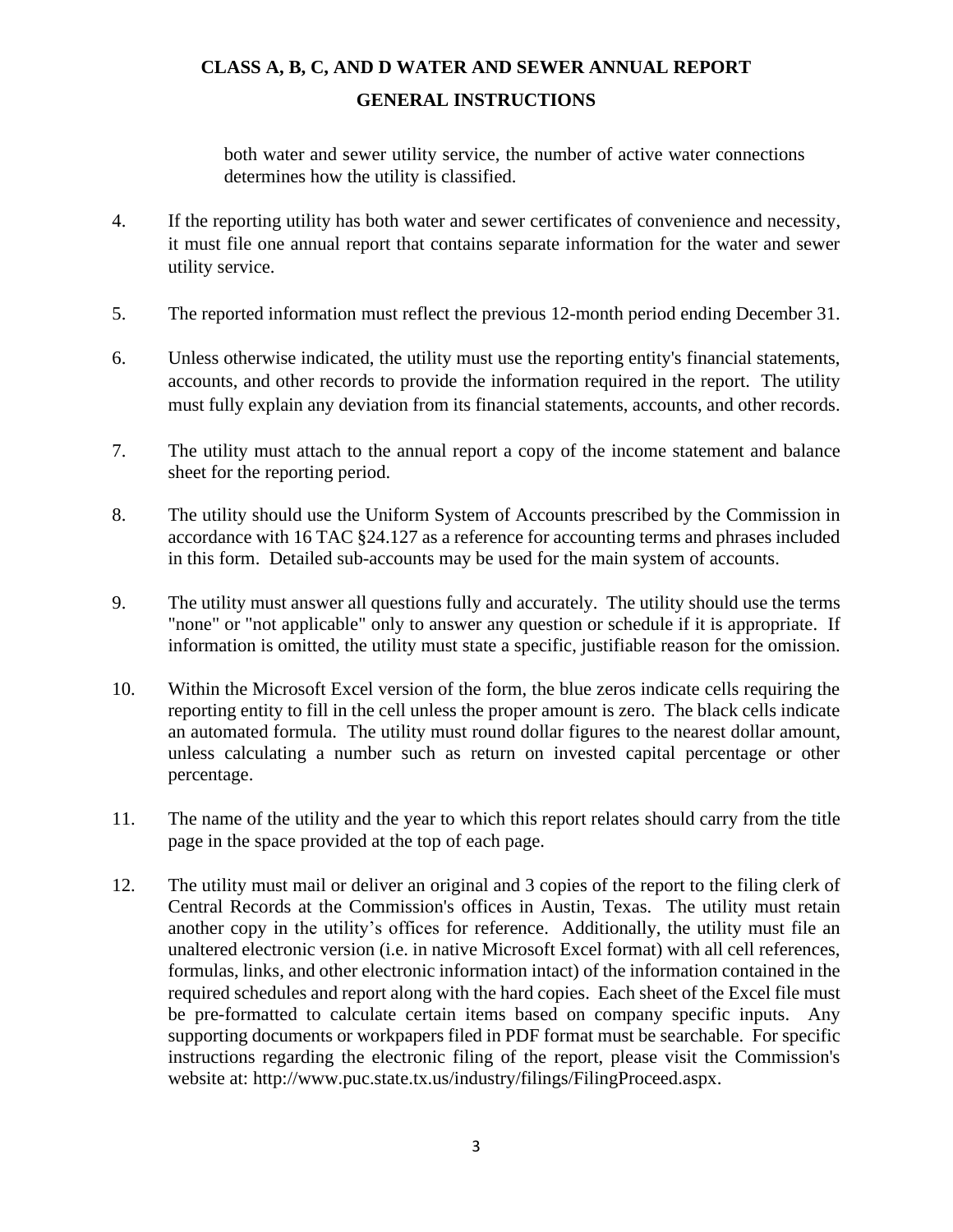# CLASS A, B, C, AND D WATER AND SEWER ANNUAL REPORT

## GENERAL INSTRUCTIONS

both water and sewer utility service, the number of active water connections determines how the utility is classified.

4. If the reporting utility has both water and sewer certificates of convenience and necessity, it must file one annual report that contains separate information for the water and sewer utility service.

5. The reported information must reflect the previous 12-month period ending December 31.

6. Unless otherwise indicated, the utility must use the reporting entity's financial statements, accounts, and other records to provide the information required in the report. The utility must fully explain any deviation from its financial statements, accounts, and other records.

7. The utility must attach to the annual report a copy of the income statement and balance sheet for the reporting period.

8. The utility should use the Uniform System of Accounts prescribed by the Commission in accordance with 16 TAC §24.127 as a reference for accounting terms and phrases included in this form. Detailed sub-accounts may be used for the main system of accounts.

9. The utility must answer all questions fully and accurately. The utility should use the terms "none" or "not applicable" only to answer any question or schedule if it is appropriate. If information is omitted, the utility must state a specific, justifiable reason for the omission.

10. Within the Microsoft Excel version of the form, the blue zeros indicate cells requiring the reporting entity to fill in the cell unless the proper amount is zero. The black cells indicate an automated formula. The utility must round dollar figures to the nearest dollar amount, unless calculating a number such as return on invested capital percentage or other percentage.

11. The name of the utility and the year to which this report relates should carry from the title page in the space provided at the top of each page.

12. The utility must mail or deliver an original and 3 copies of the report to the filing clerk of Central Records at the Commission's offices in Austin, Texas. The utility must retain another copy in the utility's offices for reference. Additionally, the utility must file an unaltered electronic version (i.e. in native Microsoft Excel format) with all cell references, formulas, links, and other electronic information intact) of the information contained in the required schedules and report along with the hard copies. Each sheet of the Excel file must be pre-formatted to calculate certain items based on company specific inputs. Any supporting documents or workpapers filed in PDF format must be searchable. For specific instructions regarding the electronic filing of the report, please visit the Commission's website at: http://www.puc.state.tx.us/industry/filings/FilingProceed.aspx.